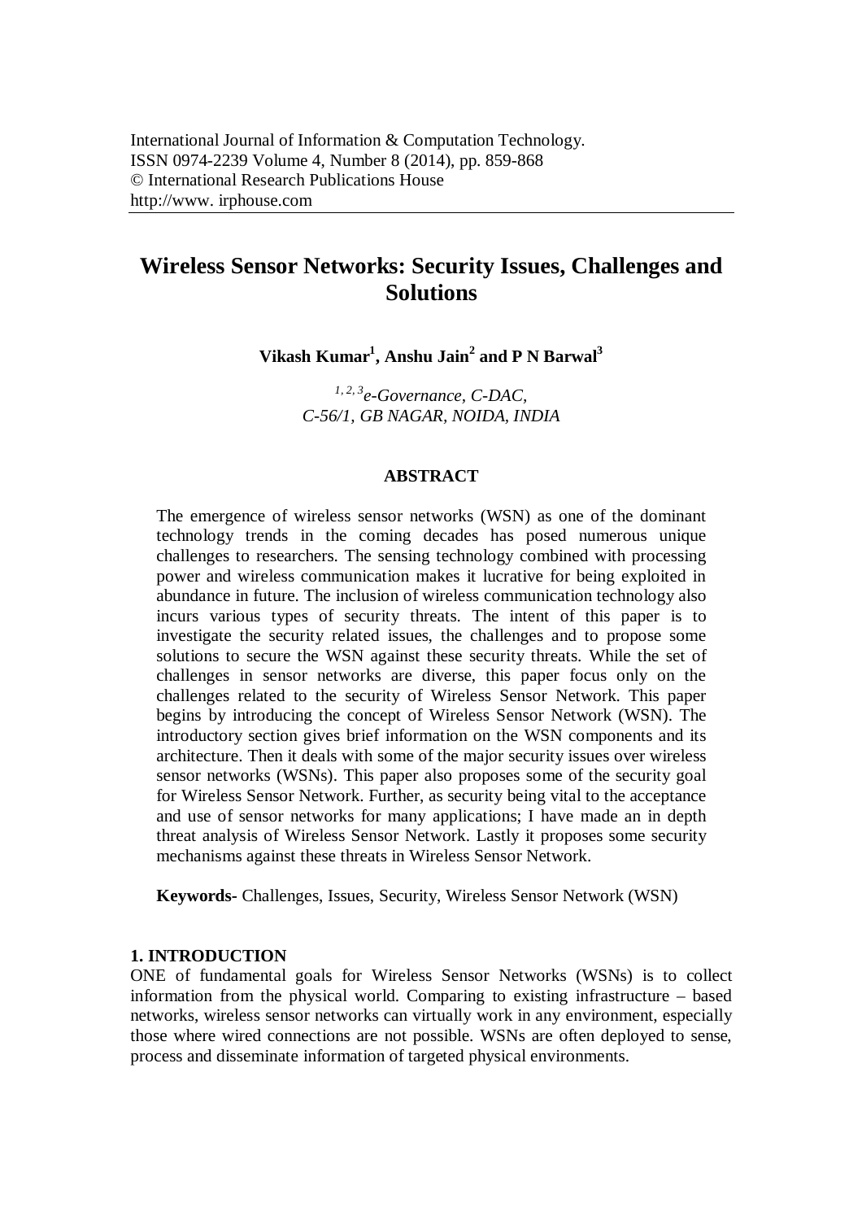International Journal of Information & Computation Technology.
ISSN 0974-2239 Volume 4, Number 8 (2014), pp. 859-868
© International Research Publications House
http://www. irphouse.com

# Wireless Sensor Networks: Security Issues, Challenges and Solutions

**Vikash Kumar[1], Anshu Jain[2] and P N Barwal[3]**

*[1, 2, 3]e-Governance, C-DAC,*
*C-56/1, GB NAGAR, NOIDA, INDIA*

## ABSTRACT

The emergence of wireless sensor networks (WSN) as one of the dominant technology trends in the coming decades has posed numerous unique challenges to researchers. The sensing technology combined with processing power and wireless communication makes it lucrative for being exploited in abundance in future. The inclusion of wireless communication technology also incurs various types of security threats. The intent of this paper is to investigate the security related issues, the challenges and to propose some solutions to secure the WSN against these security threats. While the set of challenges in sensor networks are diverse, this paper focus only on the challenges related to the security of Wireless Sensor Network. This paper begins by introducing the concept of Wireless Sensor Network (WSN). The introductory section gives brief information on the WSN components and its architecture. Then it deals with some of the major security issues over wireless sensor networks (WSNs). This paper also proposes some of the security goal for Wireless Sensor Network. Further, as security being vital to the acceptance and use of sensor networks for many applications; I have made an in depth threat analysis of Wireless Sensor Network. Lastly it proposes some security mechanisms against these threats in Wireless Sensor Network.

**Keywords-** Challenges, Issues, Security, Wireless Sensor Network (WSN)

## 1. INTRODUCTION

ONE of fundamental goals for Wireless Sensor Networks (WSNs) is to collect information from the physical world. Comparing to existing infrastructure – based networks, wireless sensor networks can virtually work in any environment, especially those where wired connections are not possible. WSNs are often deployed to sense, process and disseminate information of targeted physical environments.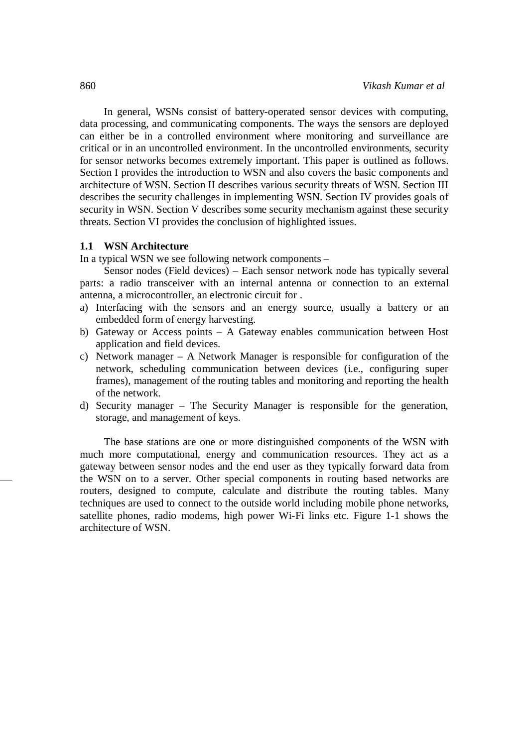In general, WSNs consist of battery-operated sensor devices with computing, data processing, and communicating components. The ways the sensors are deployed can either be in a controlled environment where monitoring and surveillance are critical or in an uncontrolled environment. In the uncontrolled environments, security for sensor networks becomes extremely important. This paper is outlined as follows. Section I provides the introduction to WSN and also covers the basic components and architecture of WSN. Section II describes various security threats of WSN. Section III describes the security challenges in implementing WSN. Section IV provides goals of security in WSN. Section V describes some security mechanism against these security threats. Section VI provides the conclusion of highlighted issues.

### 1.1 WSN Architecture

In a typical WSN we see following network components –

Sensor nodes (Field devices) – Each sensor network node has typically several parts: a radio transceiver with an internal antenna or connection to an external antenna, a microcontroller, an electronic circuit for .

a) Interfacing with the sensors and an energy source, usually a battery or an embedded form of energy harvesting.
b) Gateway or Access points – A Gateway enables communication between Host application and field devices.
c) Network manager – A Network Manager is responsible for configuration of the network, scheduling communication between devices (i.e., configuring super frames), management of the routing tables and monitoring and reporting the health of the network.
d) Security manager – The Security Manager is responsible for the generation, storage, and management of keys.

The base stations are one or more distinguished components of the WSN with much more computational, energy and communication resources. They act as a gateway between sensor nodes and the end user as they typically forward data from the WSN on to a server. Other special components in routing based networks are routers, designed to compute, calculate and distribute the routing tables. Many techniques are used to connect to the outside world including mobile phone networks, satellite phones, radio modems, high power Wi-Fi links etc. Figure 1-1 shows the architecture of WSN.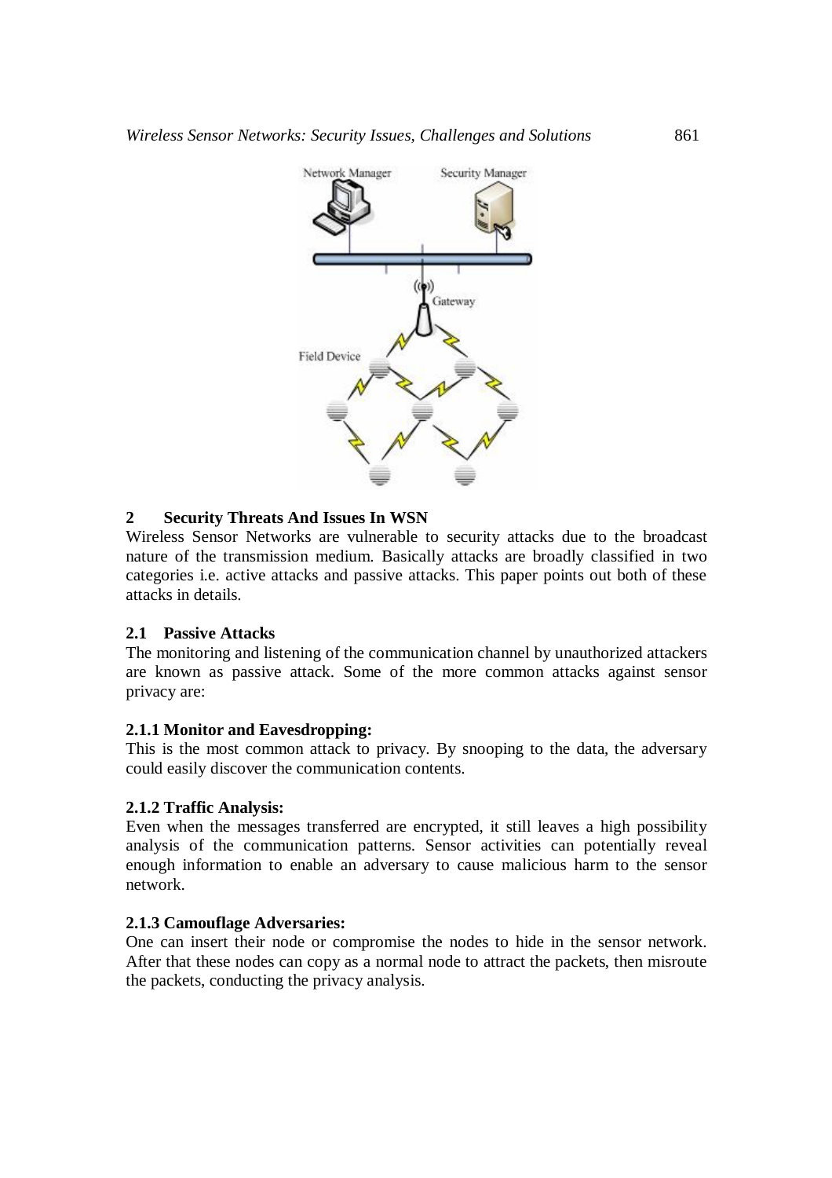## 2 Security Threats And Issues In WSN

Wireless Sensor Networks are vulnerable to security attacks due to the broadcast nature of the transmission medium. Basically attacks are broadly classified in two categories i.e. active attacks and passive attacks. This paper points out both of these attacks in details.

### 2.1 Passive Attacks

The monitoring and listening of the communication channel by unauthorized attackers are known as passive attack. Some of the more common attacks against sensor privacy are:

#### 2.1.1 Monitor and Eavesdropping:

This is the most common attack to privacy. By snooping to the data, the adversary could easily discover the communication contents.

#### 2.1.2 Traffic Analysis:

Even when the messages transferred are encrypted, it still leaves a high possibility analysis of the communication patterns. Sensor activities can potentially reveal enough information to enable an adversary to cause malicious harm to the sensor network.

#### 2.1.3 Camouflage Adversaries:

One can insert their node or compromise the nodes to hide in the sensor network. After that these nodes can copy as a normal node to attract the packets, then misroute the packets, conducting the privacy analysis.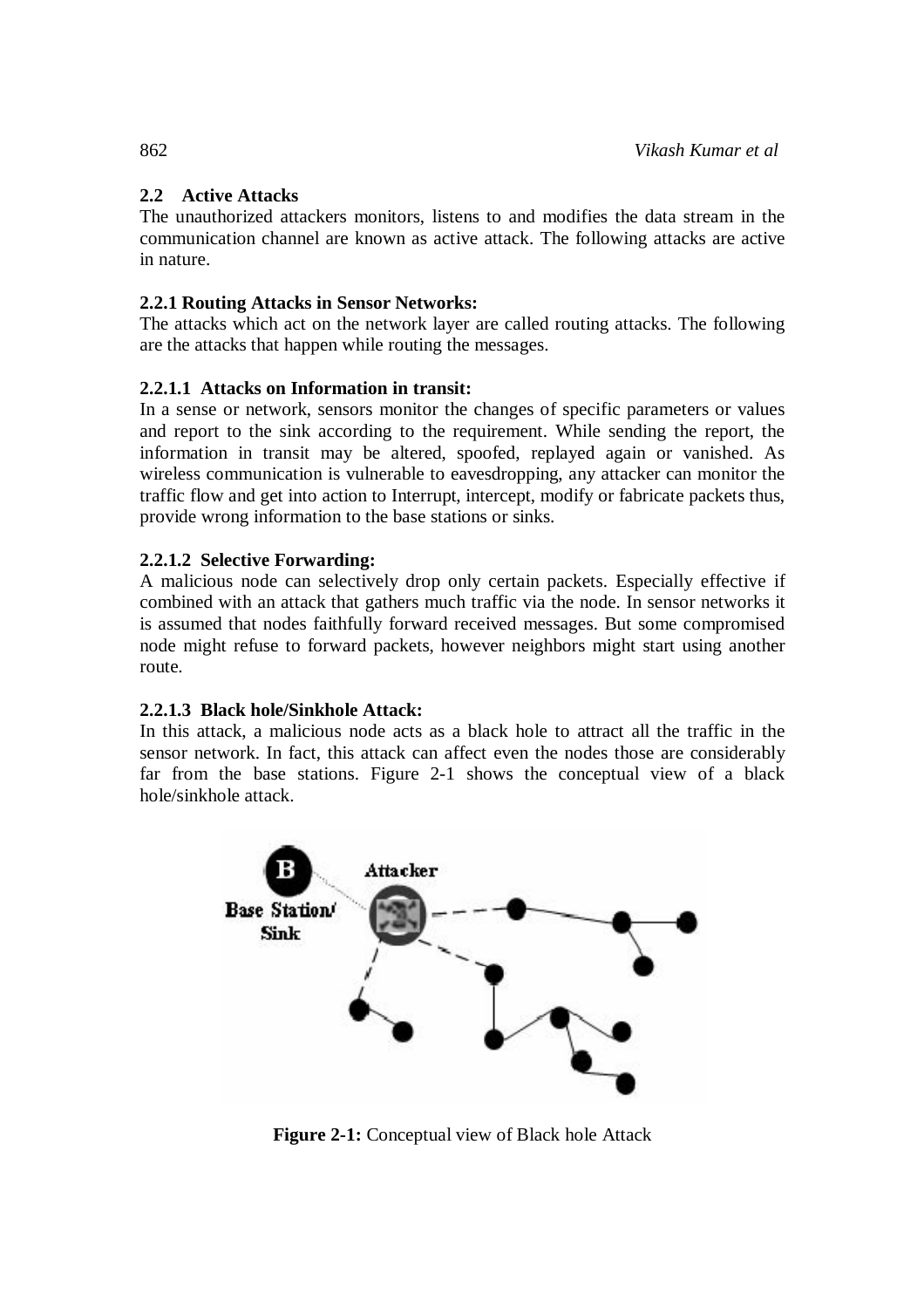## 2.2 Active Attacks

The unauthorized attackers monitors, listens to and modifies the data stream in the communication channel are known as active attack. The following attacks are active in nature.

### 2.2.1 Routing Attacks in Sensor Networks:

The attacks which act on the network layer are called routing attacks. The following are the attacks that happen while routing the messages.

#### 2.2.1.1 Attacks on Information in transit:

In a sense or network, sensors monitor the changes of specific parameters or values and report to the sink according to the requirement. While sending the report, the information in transit may be altered, spoofed, replayed again or vanished. As wireless communication is vulnerable to eavesdropping, any attacker can monitor the traffic flow and get into action to Interrupt, intercept, modify or fabricate packets thus, provide wrong information to the base stations or sinks.

#### 2.2.1.2 Selective Forwarding:

A malicious node can selectively drop only certain packets. Especially effective if combined with an attack that gathers much traffic via the node. In sensor networks it is assumed that nodes faithfully forward received messages. But some compromised node might refuse to forward packets, however neighbors might start using another route.

#### 2.2.1.3 Black hole/Sinkhole Attack:

In this attack, a malicious node acts as a black hole to attract all the traffic in the sensor network. In fact, this attack can affect even the nodes those are considerably far from the base stations. Figure 2-1 shows the conceptual view of a black hole/sinkhole attack.

**Figure 2-1:** Conceptual view of Black hole Attack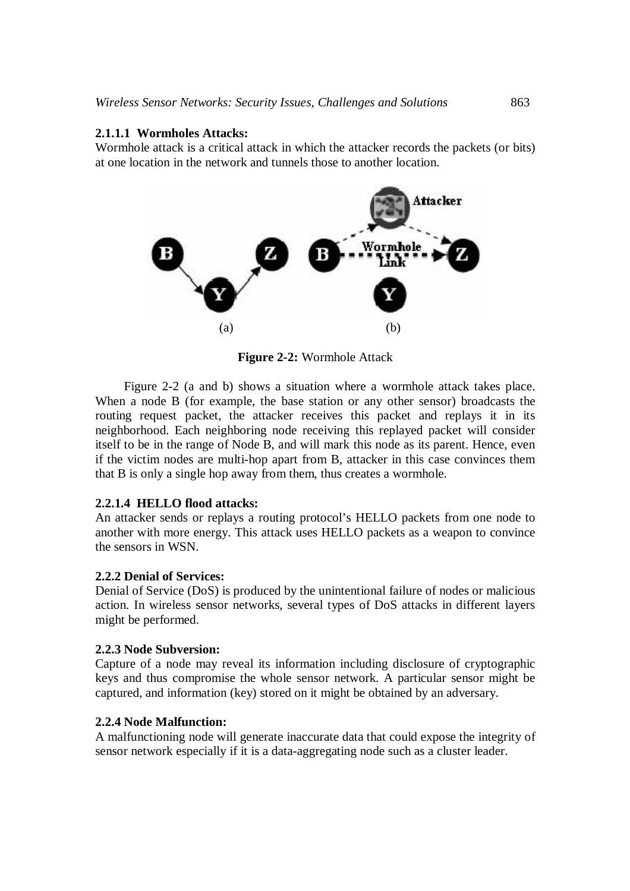#### 2.1.1.1 Wormholes Attacks:

Wormhole attack is a critical attack in which the attacker records the packets (or bits) at one location in the network and tunnels those to another location.

(a) (b)

**Figure 2-2:** Wormhole Attack

Figure 2-2 (a and b) shows a situation where a wormhole attack takes place. When a node B (for example, the base station or any other sensor) broadcasts the routing request packet, the attacker receives this packet and replays it in its neighborhood. Each neighboring node receiving this replayed packet will consider itself to be in the range of Node B, and will mark this node as its parent. Hence, even if the victim nodes are multi-hop apart from B, attacker in this case convinces them that B is only a single hop away from them, thus creates a wormhole.

#### 2.2.1.4 HELLO flood attacks:

An attacker sends or replays a routing protocol's HELLO packets from one node to another with more energy. This attack uses HELLO packets as a weapon to convince the sensors in WSN.

#### 2.2.2 Denial of Services:

Denial of Service (DoS) is produced by the unintentional failure of nodes or malicious action. In wireless sensor networks, several types of DoS attacks in different layers might be performed.

#### 2.2.3 Node Subversion:

Capture of a node may reveal its information including disclosure of cryptographic keys and thus compromise the whole sensor network. A particular sensor might be captured, and information (key) stored on it might be obtained by an adversary.

#### 2.2.4 Node Malfunction:

A malfunctioning node will generate inaccurate data that could expose the integrity of sensor network especially if it is a data-aggregating node such as a cluster leader.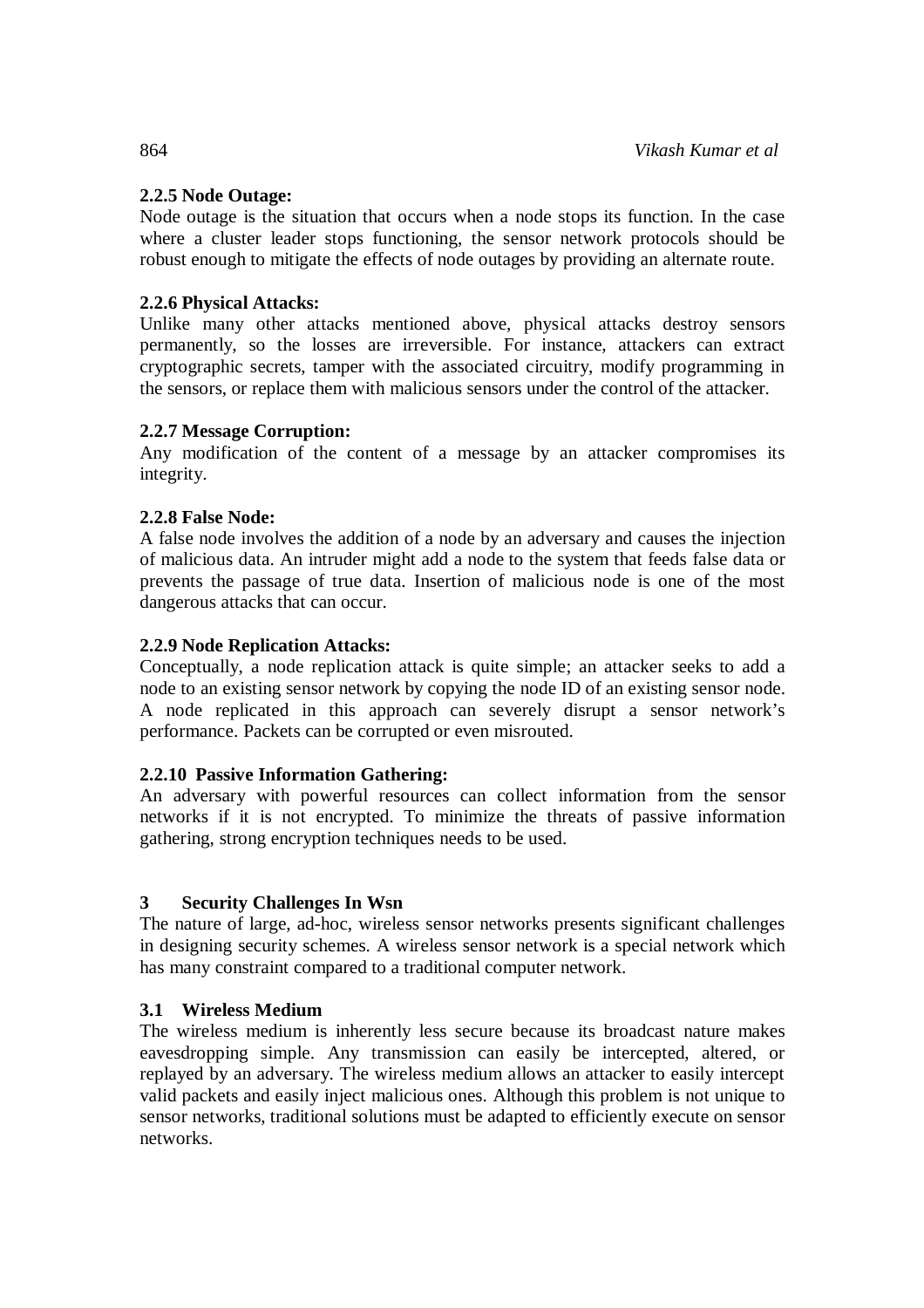#### 2.2.5 Node Outage:

Node outage is the situation that occurs when a node stops its function. In the case where a cluster leader stops functioning, the sensor network protocols should be robust enough to mitigate the effects of node outages by providing an alternate route.

#### 2.2.6 Physical Attacks:

Unlike many other attacks mentioned above, physical attacks destroy sensors permanently, so the losses are irreversible. For instance, attackers can extract cryptographic secrets, tamper with the associated circuitry, modify programming in the sensors, or replace them with malicious sensors under the control of the attacker.

#### 2.2.7 Message Corruption:

Any modification of the content of a message by an attacker compromises its integrity.

#### 2.2.8 False Node:

A false node involves the addition of a node by an adversary and causes the injection of malicious data. An intruder might add a node to the system that feeds false data or prevents the passage of true data. Insertion of malicious node is one of the most dangerous attacks that can occur.

#### 2.2.9 Node Replication Attacks:

Conceptually, a node replication attack is quite simple; an attacker seeks to add a node to an existing sensor network by copying the node ID of an existing sensor node. A node replicated in this approach can severely disrupt a sensor network's performance. Packets can be corrupted or even misrouted.

#### 2.2.10 Passive Information Gathering:

An adversary with powerful resources can collect information from the sensor networks if it is not encrypted. To minimize the threats of passive information gathering, strong encryption techniques needs to be used.

## 3 Security Challenges In Wsn

The nature of large, ad-hoc, wireless sensor networks presents significant challenges in designing security schemes. A wireless sensor network is a special network which has many constraint compared to a traditional computer network.

### 3.1 Wireless Medium

The wireless medium is inherently less secure because its broadcast nature makes eavesdropping simple. Any transmission can easily be intercepted, altered, or replayed by an adversary. The wireless medium allows an attacker to easily intercept valid packets and easily inject malicious ones. Although this problem is not unique to sensor networks, traditional solutions must be adapted to efficiently execute on sensor networks.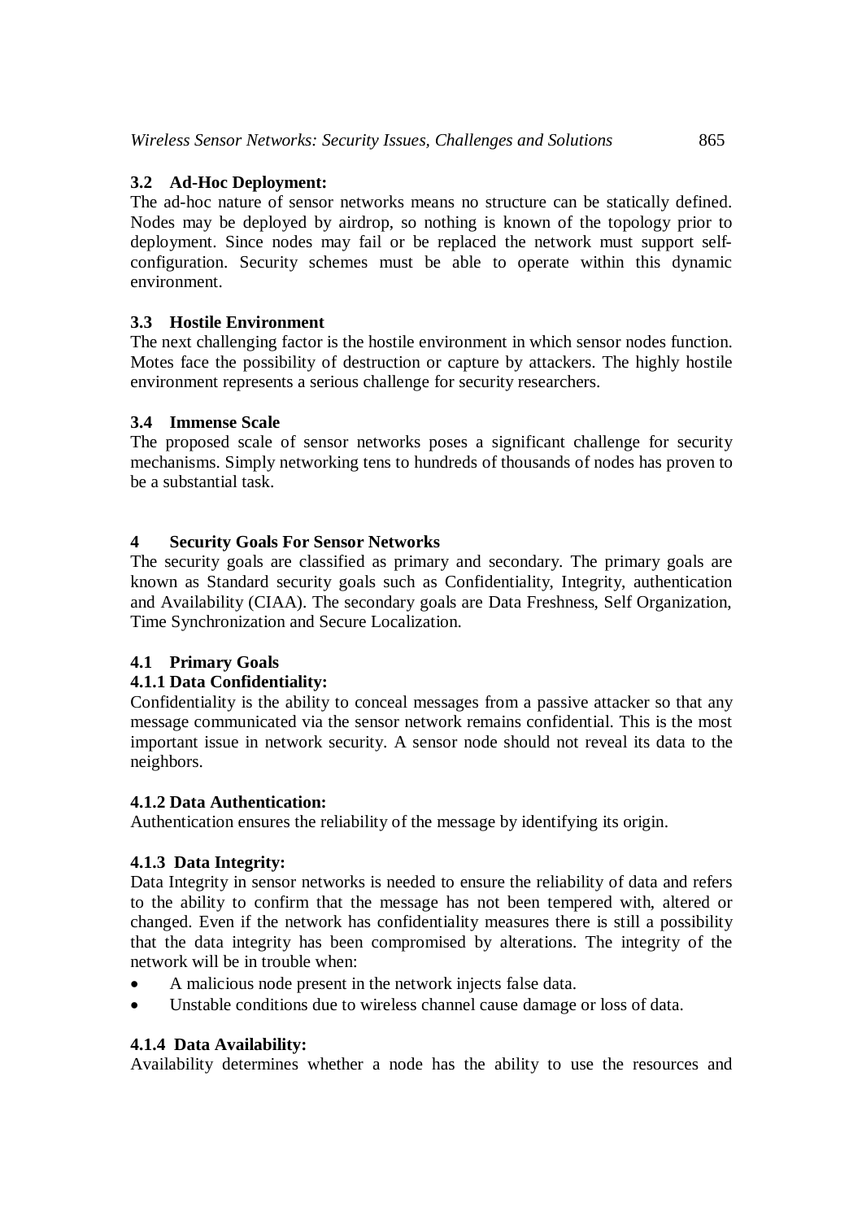### 3.2 Ad-Hoc Deployment:

The ad-hoc nature of sensor networks means no structure can be statically defined. Nodes may be deployed by airdrop, so nothing is known of the topology prior to deployment. Since nodes may fail or be replaced the network must support self-configuration. Security schemes must be able to operate within this dynamic environment.

### 3.3 Hostile Environment

The next challenging factor is the hostile environment in which sensor nodes function. Motes face the possibility of destruction or capture by attackers. The highly hostile environment represents a serious challenge for security researchers.

### 3.4 Immense Scale

The proposed scale of sensor networks poses a significant challenge for security mechanisms. Simply networking tens to hundreds of thousands of nodes has proven to be a substantial task.

## 4 Security Goals For Sensor Networks

The security goals are classified as primary and secondary. The primary goals are known as Standard security goals such as Confidentiality, Integrity, authentication and Availability (CIAA). The secondary goals are Data Freshness, Self Organization, Time Synchronization and Secure Localization.

### 4.1 Primary Goals

#### 4.1.1 Data Confidentiality:

Confidentiality is the ability to conceal messages from a passive attacker so that any message communicated via the sensor network remains confidential. This is the most important issue in network security. A sensor node should not reveal its data to the neighbors.

#### 4.1.2 Data Authentication:

Authentication ensures the reliability of the message by identifying its origin.

#### 4.1.3 Data Integrity:

Data Integrity in sensor networks is needed to ensure the reliability of data and refers to the ability to confirm that the message has not been tempered with, altered or changed. Even if the network has confidentiality measures there is still a possibility that the data integrity has been compromised by alterations. The integrity of the network will be in trouble when:

- A malicious node present in the network injects false data.
- Unstable conditions due to wireless channel cause damage or loss of data.

#### 4.1.4 Data Availability:

Availability determines whether a node has the ability to use the resources and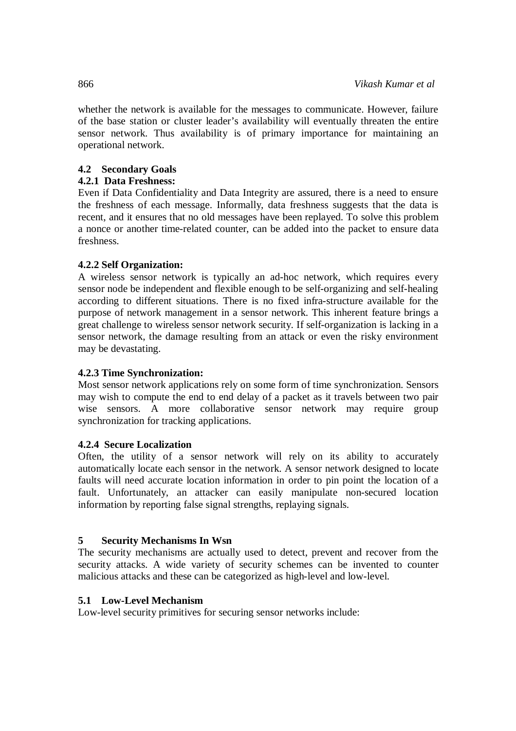whether the network is available for the messages to communicate. However, failure of the base station or cluster leader's availability will eventually threaten the entire sensor network. Thus availability is of primary importance for maintaining an operational network.

### 4.2 Secondary Goals

#### 4.2.1 Data Freshness:

Even if Data Confidentiality and Data Integrity are assured, there is a need to ensure the freshness of each message. Informally, data freshness suggests that the data is recent, and it ensures that no old messages have been replayed. To solve this problem a nonce or another time-related counter, can be added into the packet to ensure data freshness.

#### 4.2.2 Self Organization:

A wireless sensor network is typically an ad-hoc network, which requires every sensor node be independent and flexible enough to be self-organizing and self-healing according to different situations. There is no fixed infra-structure available for the purpose of network management in a sensor network. This inherent feature brings a great challenge to wireless sensor network security. If self-organization is lacking in a sensor network, the damage resulting from an attack or even the risky environment may be devastating.

#### 4.2.3 Time Synchronization:

Most sensor network applications rely on some form of time synchronization. Sensors may wish to compute the end to end delay of a packet as it travels between two pair wise sensors. A more collaborative sensor network may require group synchronization for tracking applications.

#### 4.2.4 Secure Localization

Often, the utility of a sensor network will rely on its ability to accurately automatically locate each sensor in the network. A sensor network designed to locate faults will need accurate location information in order to pin point the location of a fault. Unfortunately, an attacker can easily manipulate non-secured location information by reporting false signal strengths, replaying signals.

## 5 Security Mechanisms In Wsn

The security mechanisms are actually used to detect, prevent and recover from the security attacks. A wide variety of security schemes can be invented to counter malicious attacks and these can be categorized as high-level and low-level.

### 5.1 Low-Level Mechanism

Low-level security primitives for securing sensor networks include: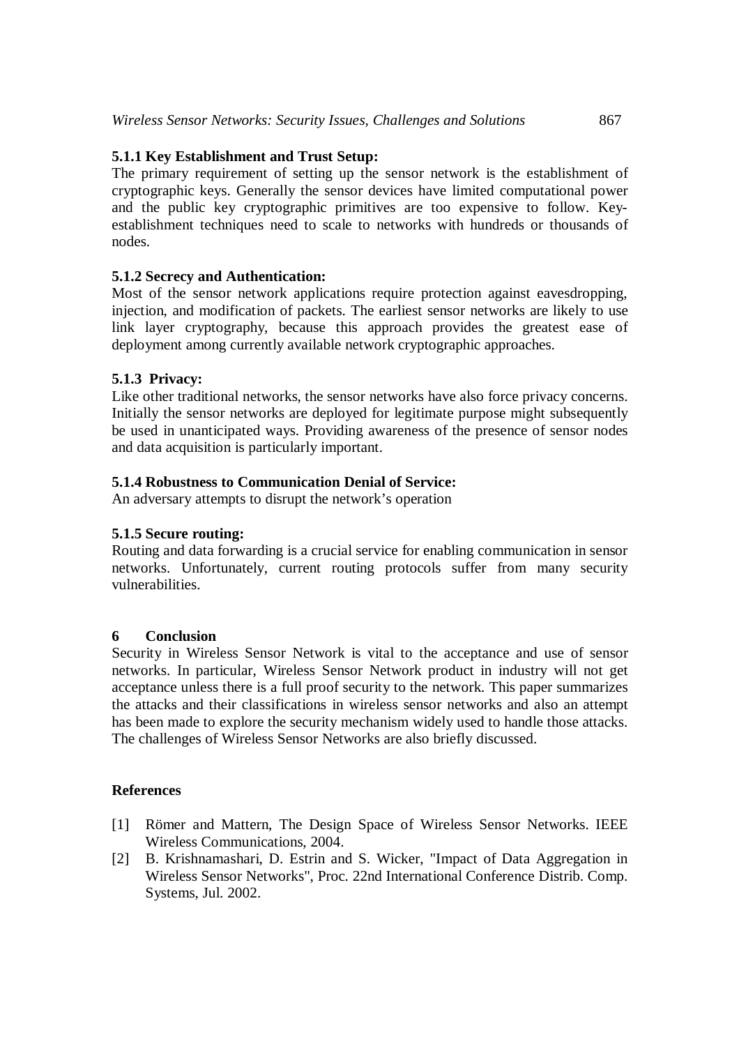#### 5.1.1 Key Establishment and Trust Setup:

The primary requirement of setting up the sensor network is the establishment of cryptographic keys. Generally the sensor devices have limited computational power and the public key cryptographic primitives are too expensive to follow. Key-establishment techniques need to scale to networks with hundreds or thousands of nodes.

#### 5.1.2 Secrecy and Authentication:

Most of the sensor network applications require protection against eavesdropping, injection, and modification of packets. The earliest sensor networks are likely to use link layer cryptography, because this approach provides the greatest ease of deployment among currently available network cryptographic approaches.

#### 5.1.3 Privacy:

Like other traditional networks, the sensor networks have also force privacy concerns. Initially the sensor networks are deployed for legitimate purpose might subsequently be used in unanticipated ways. Providing awareness of the presence of sensor nodes and data acquisition is particularly important.

#### 5.1.4 Robustness to Communication Denial of Service:

An adversary attempts to disrupt the network's operation

#### 5.1.5 Secure routing:

Routing and data forwarding is a crucial service for enabling communication in sensor networks. Unfortunately, current routing protocols suffer from many security vulnerabilities.

## 6 Conclusion

Security in Wireless Sensor Network is vital to the acceptance and use of sensor networks. In particular, Wireless Sensor Network product in industry will not get acceptance unless there is a full proof security to the network. This paper summarizes the attacks and their classifications in wireless sensor networks and also an attempt has been made to explore the security mechanism widely used to handle those attacks. The challenges of Wireless Sensor Networks are also briefly discussed.

## References

[1] Römer and Mattern, The Design Space of Wireless Sensor Networks. IEEE Wireless Communications, 2004.

[2] B. Krishnamashari, D. Estrin and S. Wicker, "Impact of Data Aggregation in Wireless Sensor Networks", Proc. 22nd International Conference Distrib. Comp. Systems, Jul. 2002.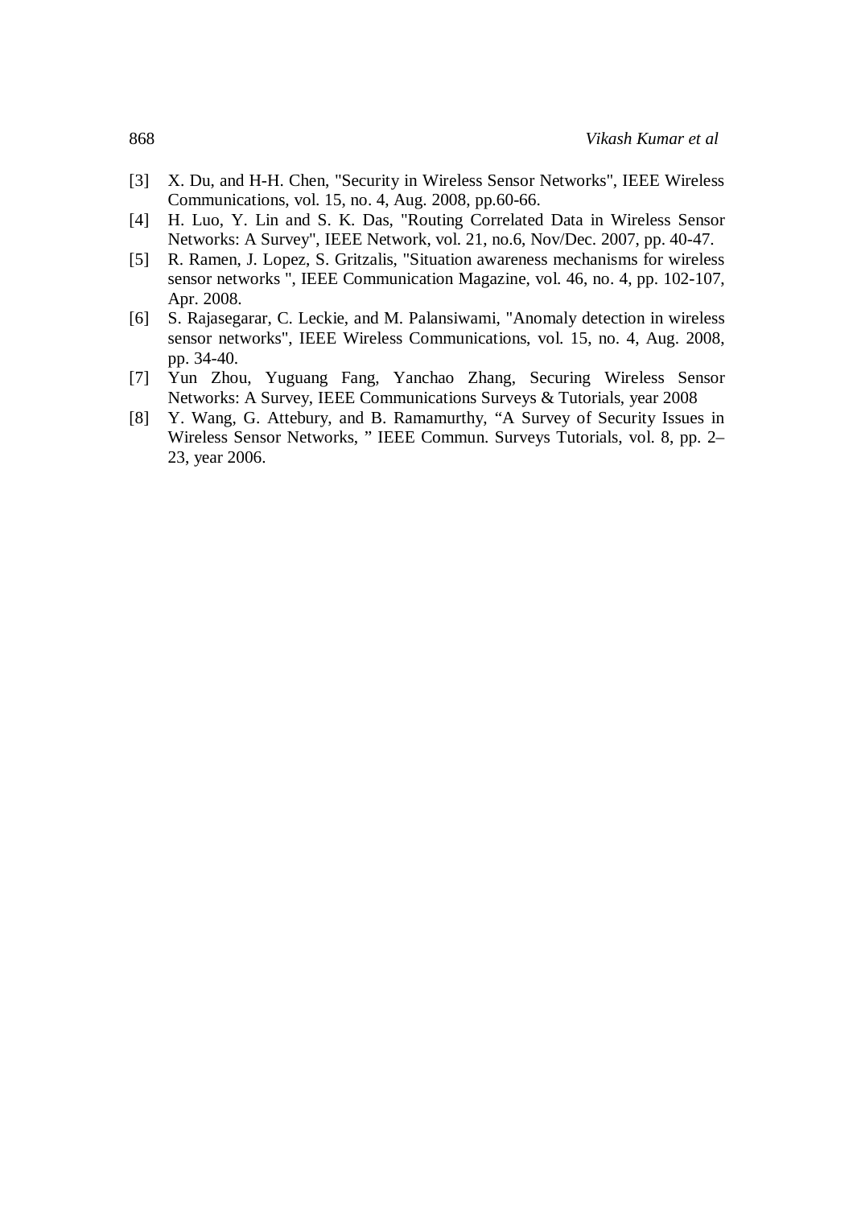[3] X. Du, and H-H. Chen, "Security in Wireless Sensor Networks", IEEE Wireless Communications, vol. 15, no. 4, Aug. 2008, pp.60-66.

[4] H. Luo, Y. Lin and S. K. Das, "Routing Correlated Data in Wireless Sensor Networks: A Survey", IEEE Network, vol. 21, no.6, Nov/Dec. 2007, pp. 40-47.

[5] R. Ramen, J. Lopez, S. Gritzalis, "Situation awareness mechanisms for wireless sensor networks ", IEEE Communication Magazine, vol. 46, no. 4, pp. 102-107, Apr. 2008.

[6] S. Rajasegarar, C. Leckie, and M. Palansiwami, "Anomaly detection in wireless sensor networks", IEEE Wireless Communications, vol. 15, no. 4, Aug. 2008, pp. 34-40.

[7] Yun Zhou, Yuguang Fang, Yanchao Zhang, Securing Wireless Sensor Networks: A Survey, IEEE Communications Surveys & Tutorials, year 2008

[8] Y. Wang, G. Attebury, and B. Ramamurthy, "A Survey of Security Issues in Wireless Sensor Networks, " IEEE Commun. Surveys Tutorials, vol. 8, pp. 2–23, year 2006.